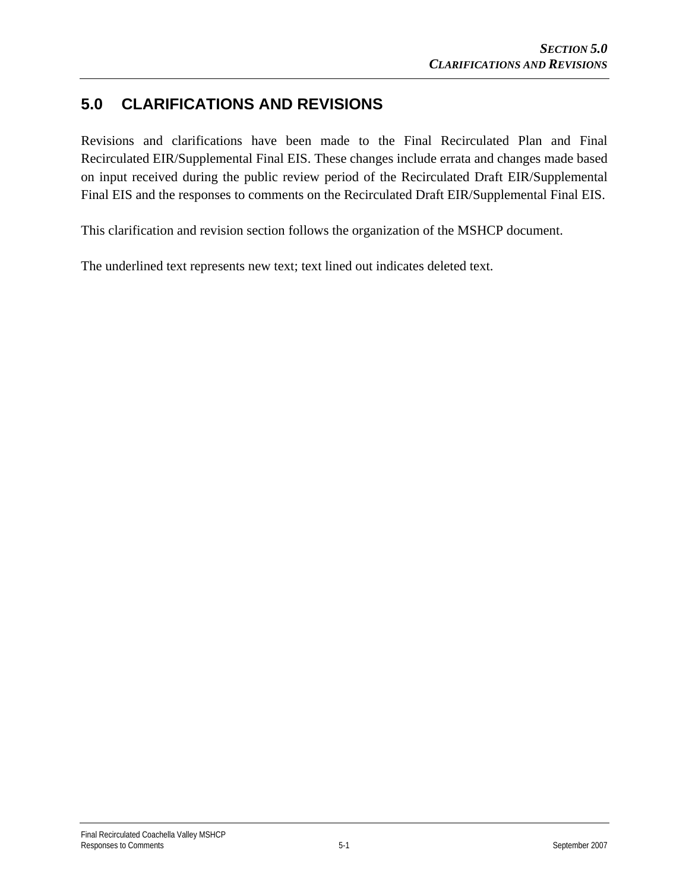# 5.0 CLARIFICATIONS AND REVISIONS

Revisions and clarifications have been made to the Final Recirculated Plan and Final Recirculated EIR/Supplemental Final EIS. These changes include errata and changes made based on input received during the public review period of the Recirculated Draft EIR/Supplemental Final EIS and the responses to comments on the Recirculated Draft EIR/Supplemental Final EIS.

This clarification and revision section follows the organization of the MSHCP document.

The underlined text represents new text; text lined out indicates deleted text.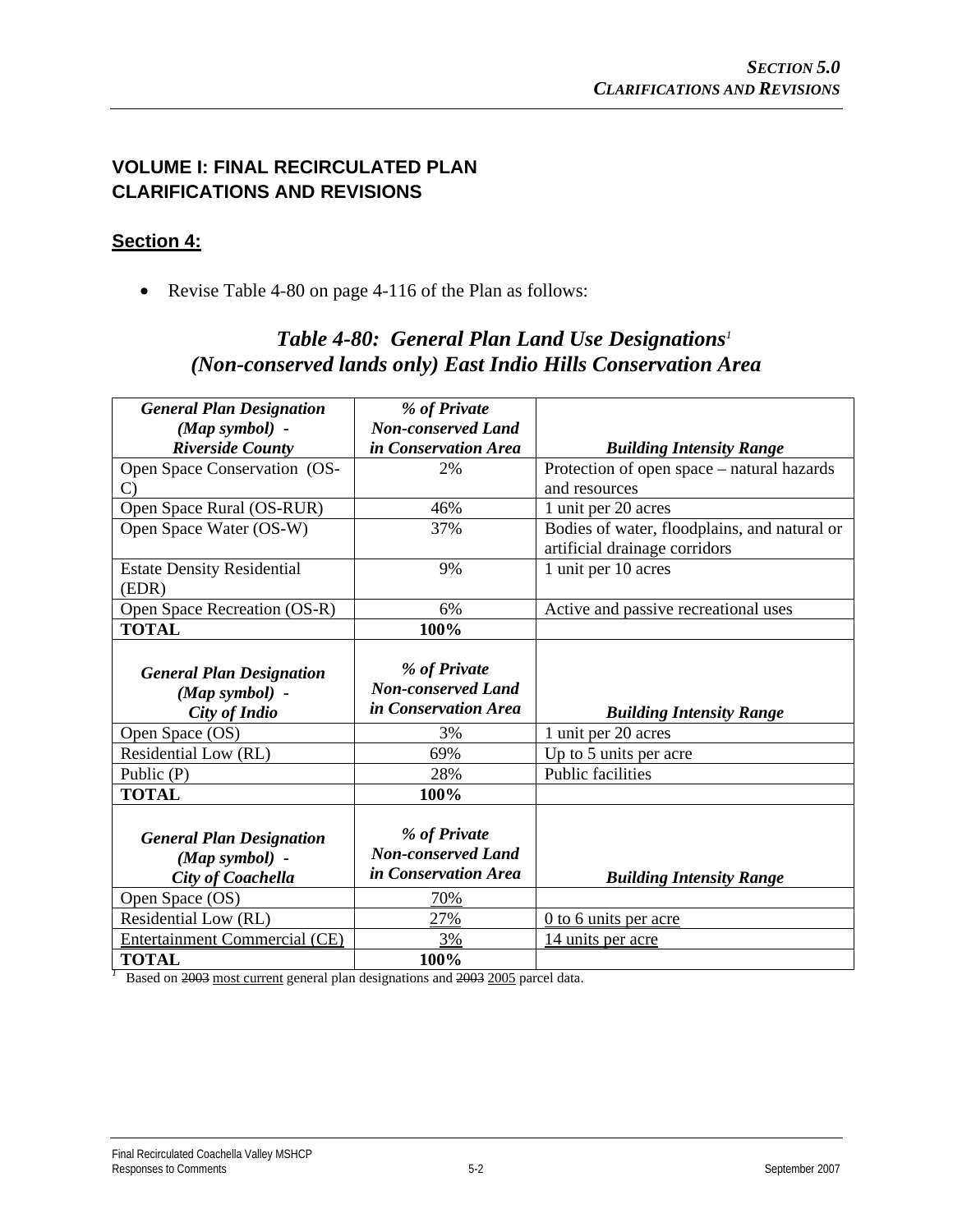## VOLUME I: FINAL RECIRCULATED PLAN CLARIFICATIONS AND REVISIONS

### Section 4:

- Revise Table 4-80 on page 4-116 of the Plan as follows:

### *Table 4-80: General Plan Land Use Designations[1] (Non-conserved lands only) East Indio Hills Conservation Area*

| *General Plan Designation (Map symbol) - Riverside County* | *% of Private Non-conserved Land in Conservation Area* | *Building Intensity Range* |
|---|---|---|
| Open Space Conservation (OS-C) | 2% | Protection of open space – natural hazards and resources |
| Open Space Rural (OS-RUR) | 46% | 1 unit per 20 acres |
| Open Space Water (OS-W) | 37% | Bodies of water, floodplains, and natural or artificial drainage corridors |
| Estate Density Residential (EDR) | 9% | 1 unit per 10 acres |
| Open Space Recreation (OS-R) | 6% | Active and passive recreational uses |
| **TOTAL** | **100%** | |
| *General Plan Designation (Map symbol) - City of Indio* | *% of Private Non-conserved Land in Conservation Area* | *Building Intensity Range* |
| Open Space (OS) | 3% | 1 unit per 20 acres |
| Residential Low (RL) | 69% | Up to 5 units per acre |
| Public (P) | 28% | Public facilities |
| **TOTAL** | **100%** | |
| *General Plan Designation (Map symbol) - City of Coachella* | *% of Private Non-conserved Land in Conservation Area* | *Building Intensity Range* |
| Open Space (OS) | <u>70%</u> | |
| Residential Low (RL) | <u>27%</u> | <u>0 to 6 units per acre</u> |
| <u>Entertainment Commercial (CE)</u> | <u>3%</u> | <u>14 units per acre</u> |
| **TOTAL** | **100%** | |

[1] Based on ~~2003~~ <u>most current</u> general plan designations and ~~2003~~ <u>2005</u> parcel data.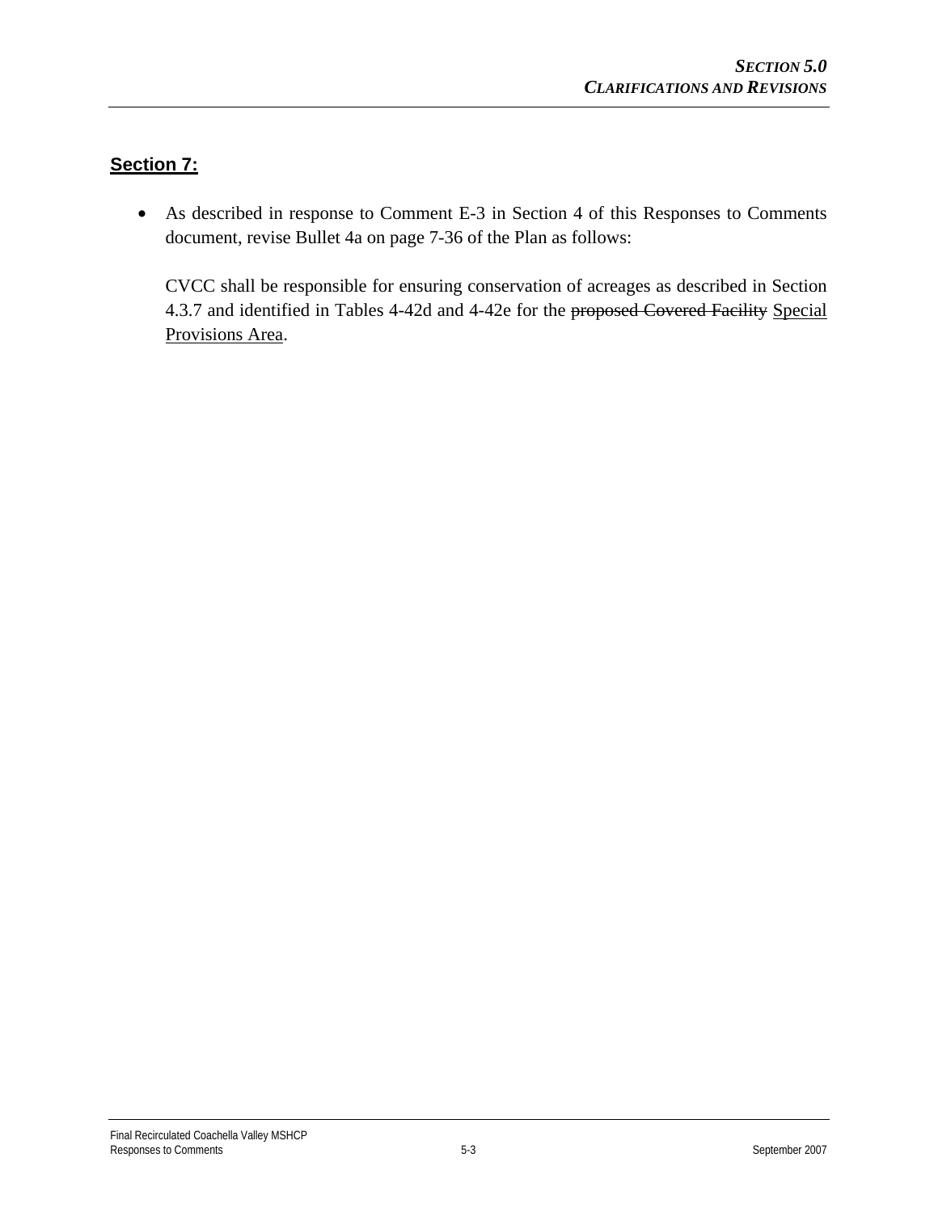## Section 7:

- As described in response to Comment E-3 in Section 4 of this Responses to Comments document, revise Bullet 4a on page 7-36 of the Plan as follows:

  CVCC shall be responsible for ensuring conservation of acreages as described in Section 4.3.7 and identified in Tables 4-42d and 4-42e for the ~~proposed Covered Facility~~ <u>Special Provisions Area</u>.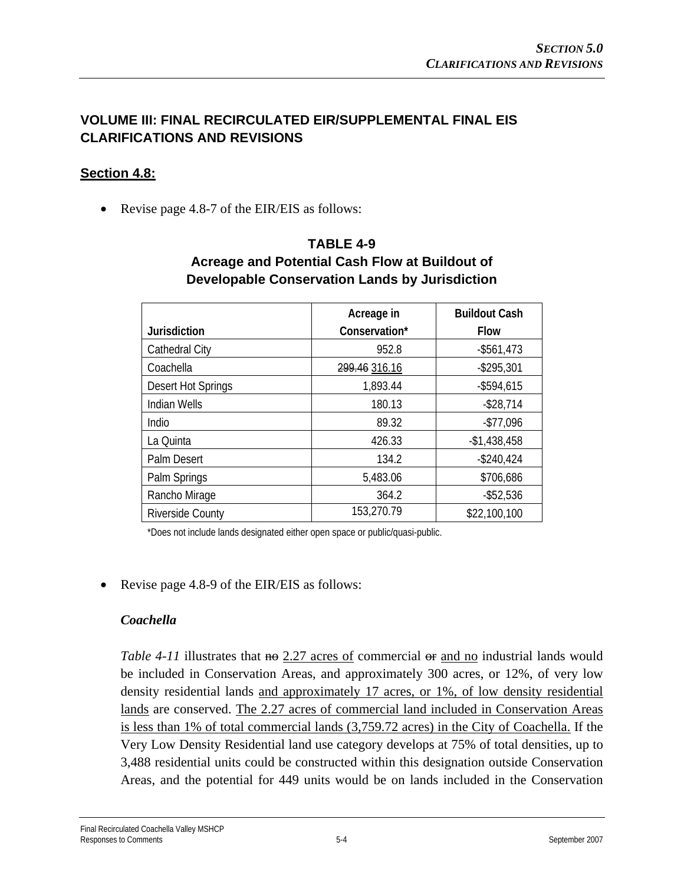## VOLUME III: FINAL RECIRCULATED EIR/SUPPLEMENTAL FINAL EIS CLARIFICATIONS AND REVISIONS

### Section 4.8:

- Revise page 4.8-7 of the EIR/EIS as follows:

**TABLE 4-9**
**Acreage and Potential Cash Flow at Buildout of Developable Conservation Lands by Jurisdiction**

| Jurisdiction | Acreage in Conservation* | Buildout Cash Flow |
|---|---|---|
| Cathedral City | 952.8 | -$561,473 |
| Coachella | ~~299.46~~ <u>316.16</u> | -$295,301 |
| Desert Hot Springs | 1,893.44 | -$594,615 |
| Indian Wells | 180.13 | -$28,714 |
| Indio | 89.32 | -$77,096 |
| La Quinta | 426.33 | -$1,438,458 |
| Palm Desert | 134.2 | -$240,424 |
| Palm Springs | 5,483.06 | $706,686 |
| Rancho Mirage | 364.2 | -$52,536 |
| Riverside County | 153,270.79 | $22,100,100 |

*Does not include lands designated either open space or public/quasi-public.

- Revise page 4.8-9 of the EIR/EIS as follows:

***Coachella***

*Table 4-11* illustrates that ~~no~~ <u>2.27 acres of</u> commercial ~~or~~ <u>and no</u> industrial lands would be included in Conservation Areas, and approximately 300 acres, or 12%, of very low density residential lands <u>and approximately 17 acres, or 1%, of low density residential lands</u> are conserved. <u>The 2.27 acres of commercial land included in Conservation Areas is less than 1% of total commercial lands (3,759.72 acres) in the City of Coachella.</u> If the Very Low Density Residential land use category develops at 75% of total densities, up to 3,488 residential units could be constructed within this designation outside Conservation Areas, and the potential for 449 units would be on lands included in the Conservation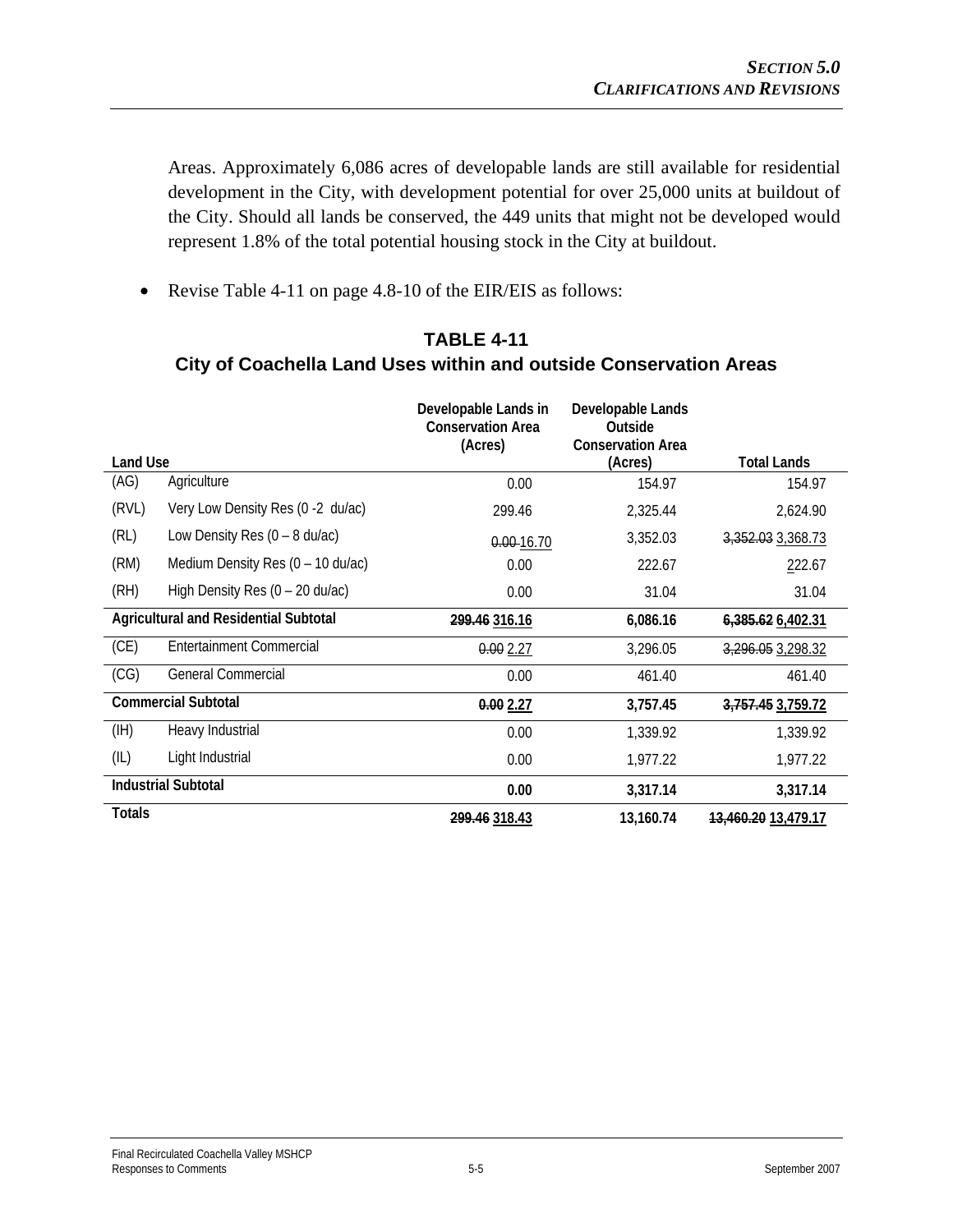Areas. Approximately 6,086 acres of developable lands are still available for residential development in the City, with development potential for over 25,000 units at buildout of the City. Should all lands be conserved, the 449 units that might not be developed would represent 1.8% of the total potential housing stock in the City at buildout.

- Revise Table 4-11 on page 4.8-10 of the EIR/EIS as follows:

## TABLE 4-11
## City of Coachella Land Uses within and outside Conservation Areas

| Land Use | | Developable Lands in Conservation Area (Acres) | Developable Lands Outside Conservation Area (Acres) | Total Lands |
|---|---|---|---|---|
| (AG) | Agriculture | 0.00 | 154.97 | 154.97 |
| (RVL) | Very Low Density Res (0 -2 du/ac) | 299.46 | 2,325.44 | 2,624.90 |
| (RL) | Low Density Res (0 – 8 du/ac) | ~~0.00~~ <u>16.70</u> | 3,352.03 | ~~3,352.03~~ <u>3,368.73</u> |
| (RM) | Medium Density Res (0 – 10 du/ac) | 0.00 | 222.67 | 222.67 |
| (RH) | High Density Res (0 – 20 du/ac) | 0.00 | 31.04 | 31.04 |
| **Agricultural and Residential Subtotal** | | **~~299.46~~ <u>316.16</u>** | **6,086.16** | **~~6,385.62~~ <u>6,402.31</u>** |
| (CE) | Entertainment Commercial | ~~0.00~~ <u>2.27</u> | 3,296.05 | ~~3,296.05~~ <u>3,298.32</u> |
| (CG) | General Commercial | 0.00 | 461.40 | 461.40 |
| **Commercial Subtotal** | | **~~0.00~~ <u>2.27</u>** | **3,757.45** | **~~3,757.45~~ <u>3,759.72</u>** |
| (IH) | Heavy Industrial | 0.00 | 1,339.92 | 1,339.92 |
| (IL) | Light Industrial | 0.00 | 1,977.22 | 1,977.22 |
| **Industrial Subtotal** | | **0.00** | **3,317.14** | **3,317.14** |
| **Totals** | | **~~299.46~~ <u>318.43</u>** | **13,160.74** | **~~13,460.20~~ <u>13,479.17</u>** |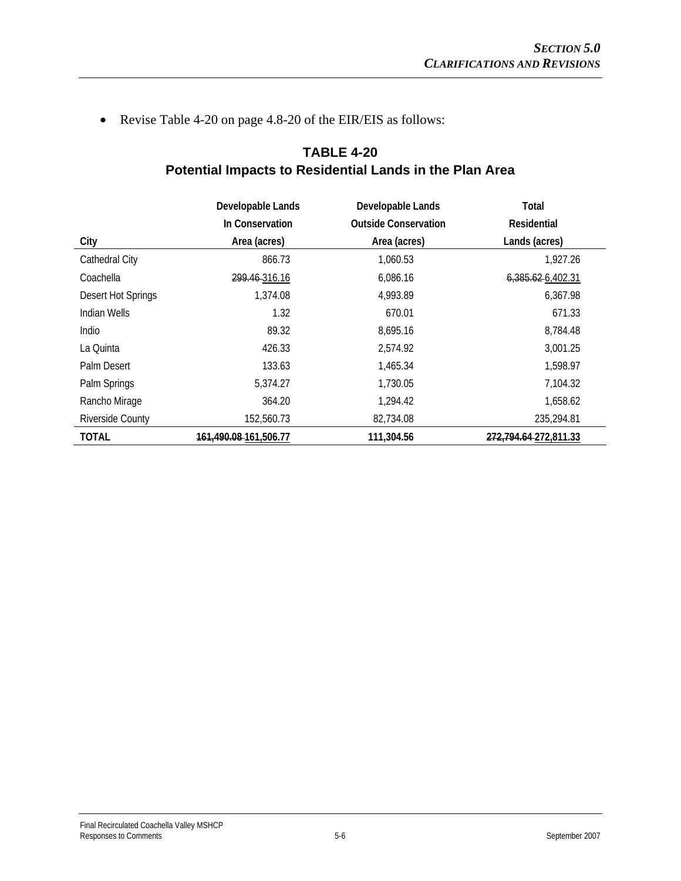- Revise Table 4-20 on page 4.8-20 of the EIR/EIS as follows:

**TABLE 4-20**
**Potential Impacts to Residential Lands in the Plan Area**

| City | Developable Lands In Conservation Area (acres) | Developable Lands Outside Conservation Area (acres) | Total Residential Lands (acres) |
|---|---|---|---|
| Cathedral City | 866.73 | 1,060.53 | 1,927.26 |
| Coachella | ~~299.46~~ <u>316.16</u> | 6,086.16 | ~~6,385.62~~ <u>6,402.31</u> |
| Desert Hot Springs | 1,374.08 | 4,993.89 | 6,367.98 |
| Indian Wells | 1.32 | 670.01 | 671.33 |
| Indio | 89.32 | 8,695.16 | 8,784.48 |
| La Quinta | 426.33 | 2,574.92 | 3,001.25 |
| Palm Desert | 133.63 | 1,465.34 | 1,598.97 |
| Palm Springs | 5,374.27 | 1,730.05 | 7,104.32 |
| Rancho Mirage | 364.20 | 1,294.42 | 1,658.62 |
| Riverside County | 152,560.73 | 82,734.08 | 235,294.81 |
| **TOTAL** | **~~161,490.08~~ <u>161,506.77</u>** | **111,304.56** | **~~272,794.64~~ <u>272,811.33</u>** |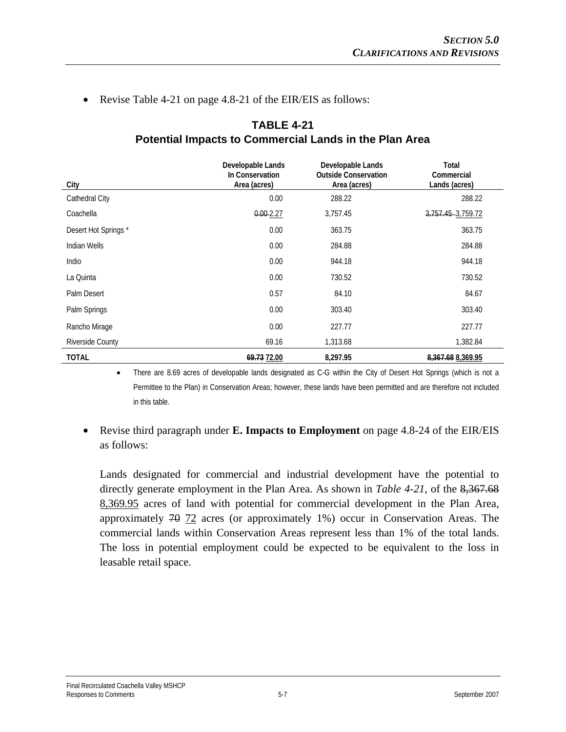- Revise Table 4-21 on page 4.8-21 of the EIR/EIS as follows:

**TABLE 4-21**
**Potential Impacts to Commercial Lands in the Plan Area**

| City | Developable Lands In Conservation Area (acres) | Developable Lands Outside Conservation Area (acres) | Total Commercial Lands (acres) |
|---|---|---|---|
| Cathedral City | 0.00 | 288.22 | 288.22 |
| Coachella | ~~0.00~~ <u>2.27</u> | 3,757.45 | ~~3,757.45~~ <u>3,759.72</u> |
| Desert Hot Springs * | 0.00 | 363.75 | 363.75 |
| Indian Wells | 0.00 | 284.88 | 284.88 |
| Indio | 0.00 | 944.18 | 944.18 |
| La Quinta | 0.00 | 730.52 | 730.52 |
| Palm Desert | 0.57 | 84.10 | 84.67 |
| Palm Springs | 0.00 | 303.40 | 303.40 |
| Rancho Mirage | 0.00 | 227.77 | 227.77 |
| Riverside County | 69.16 | 1,313.68 | 1,382.84 |
| **TOTAL** | **~~69.73~~ <u>72.00</u>** | **8,297.95** | **~~8,367.68~~ <u>8,369.95</u>** |

- There are 8.69 acres of developable lands designated as C-G within the City of Desert Hot Springs (which is not a Permittee to the Plan) in Conservation Areas; however, these lands have been permitted and are therefore not included in this table.

- Revise third paragraph under **E. Impacts to Employment** on page 4.8-24 of the EIR/EIS as follows:

Lands designated for commercial and industrial development have the potential to directly generate employment in the Plan Area. As shown in *Table 4-21*, of the ~~8,367.68~~ <u>8,369.95</u> acres of land with potential for commercial development in the Plan Area, approximately ~~70~~ <u>72</u> acres (or approximately 1%) occur in Conservation Areas. The commercial lands within Conservation Areas represent less than 1% of the total lands. The loss in potential employment could be expected to be equivalent to the loss in leasable retail space.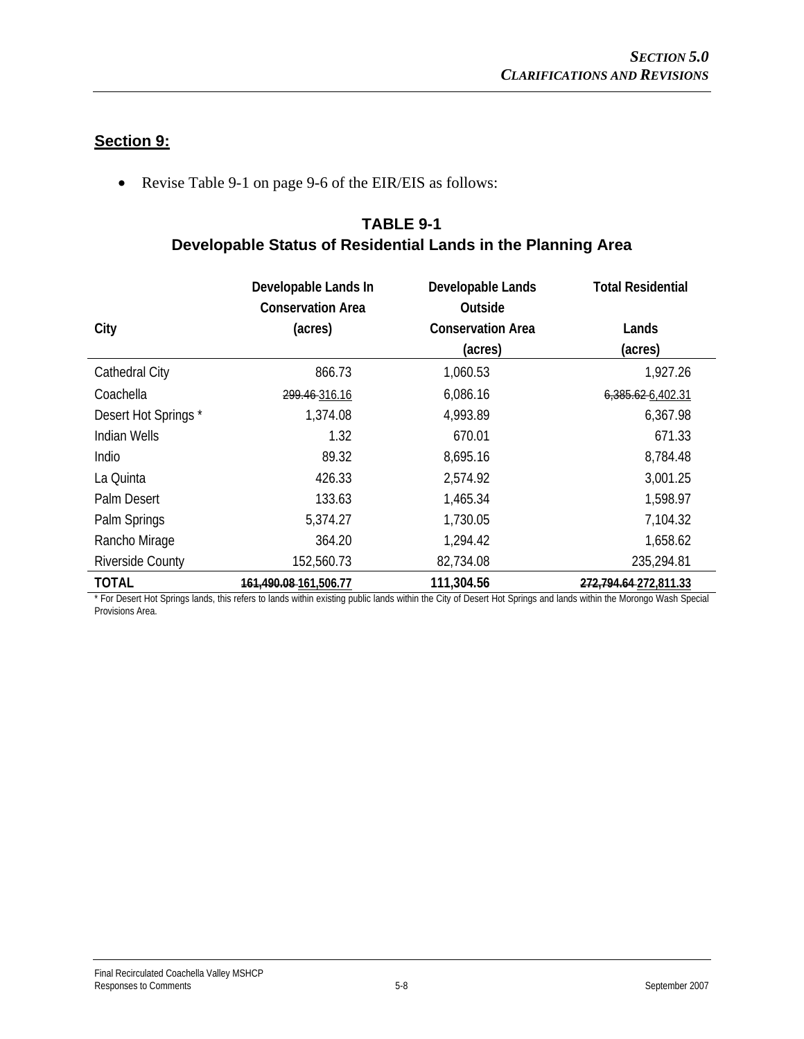## Section 9:

- Revise Table 9-1 on page 9-6 of the EIR/EIS as follows:

### TABLE 9-1
### Developable Status of Residential Lands in the Planning Area

| City | Developable Lands In Conservation Area (acres) | Developable Lands Outside Conservation Area (acres) | Total Residential Lands (acres) |
|---|---|---|---|
| Cathedral City | 866.73 | 1,060.53 | 1,927.26 |
| Coachella | ~~299.46~~ <u>316.16</u> | 6,086.16 | ~~6,385.62~~ <u>6,402.31</u> |
| Desert Hot Springs * | 1,374.08 | 4,993.89 | 6,367.98 |
| Indian Wells | 1.32 | 670.01 | 671.33 |
| Indio | 89.32 | 8,695.16 | 8,784.48 |
| La Quinta | 426.33 | 2,574.92 | 3,001.25 |
| Palm Desert | 133.63 | 1,465.34 | 1,598.97 |
| Palm Springs | 5,374.27 | 1,730.05 | 7,104.32 |
| Rancho Mirage | 364.20 | 1,294.42 | 1,658.62 |
| Riverside County | 152,560.73 | 82,734.08 | 235,294.81 |
| **TOTAL** | **~~161,490.08~~ <u>161,506.77</u>** | **111,304.56** | **~~272,794.64~~ <u>272,811.33</u>** |

* For Desert Hot Springs lands, this refers to lands within existing public lands within the City of Desert Hot Springs and lands within the Morongo Wash Special Provisions Area.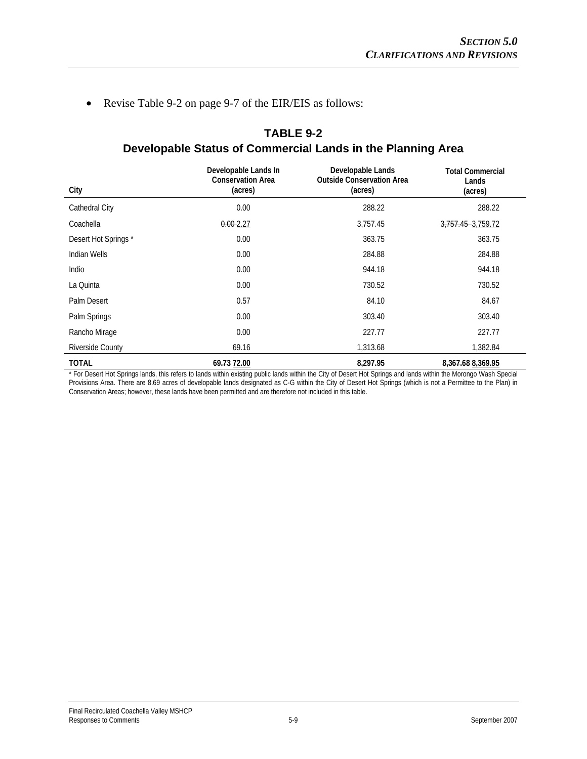- Revise Table 9-2 on page 9-7 of the EIR/EIS as follows:

## TABLE 9-2
## Developable Status of Commercial Lands in the Planning Area

| City | Developable Lands In Conservation Area (acres) | Developable Lands Outside Conservation Area (acres) | Total Commercial Lands (acres) |
|---|---|---|---|
| Cathedral City | 0.00 | 288.22 | 288.22 |
| Coachella | ~~0.00~~ 2.27 | 3,757.45 | ~~3,757.45~~ 3,759.72 |
| Desert Hot Springs * | 0.00 | 363.75 | 363.75 |
| Indian Wells | 0.00 | 284.88 | 284.88 |
| Indio | 0.00 | 944.18 | 944.18 |
| La Quinta | 0.00 | 730.52 | 730.52 |
| Palm Desert | 0.57 | 84.10 | 84.67 |
| Palm Springs | 0.00 | 303.40 | 303.40 |
| Rancho Mirage | 0.00 | 227.77 | 227.77 |
| Riverside County | 69.16 | 1,313.68 | 1,382.84 |
| **TOTAL** | **~~69.73~~ 72.00** | **8,297.95** | **~~8,367.68~~ 8,369.95** |

* For Desert Hot Springs lands, this refers to lands within existing public lands within the City of Desert Hot Springs and lands within the Morongo Wash Special Provisions Area. There are 8.69 acres of developable lands designated as C-G within the City of Desert Hot Springs (which is not a Permittee to the Plan) in Conservation Areas; however, these lands have been permitted and are therefore not included in this table.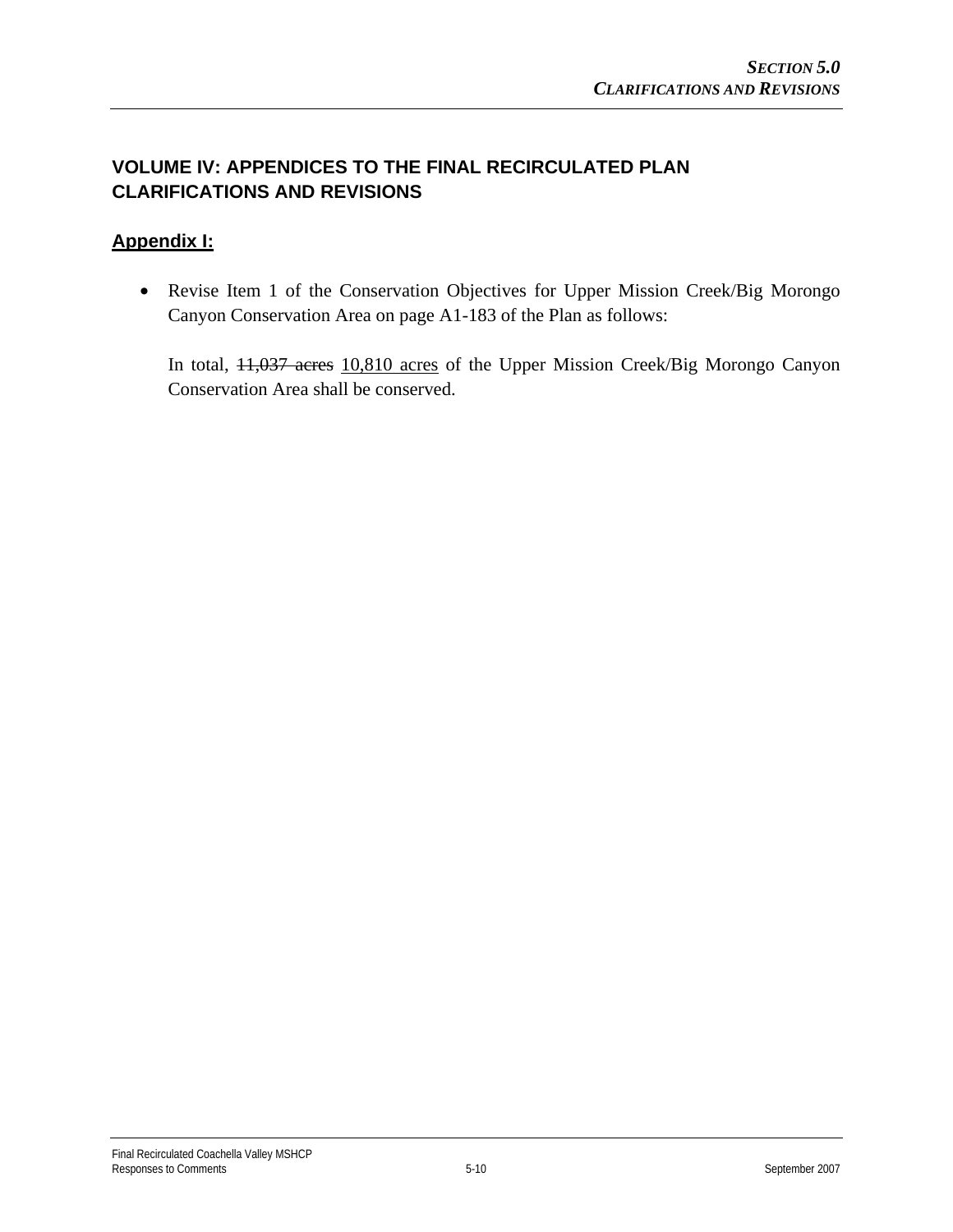## VOLUME IV: APPENDICES TO THE FINAL RECIRCULATED PLAN CLARIFICATIONS AND REVISIONS

### Appendix I:

- Revise Item 1 of the Conservation Objectives for Upper Mission Creek/Big Morongo Canyon Conservation Area on page A1-183 of the Plan as follows:

  In total, ~~11,037 acres~~ <u>10,810 acres</u> of the Upper Mission Creek/Big Morongo Canyon Conservation Area shall be conserved.